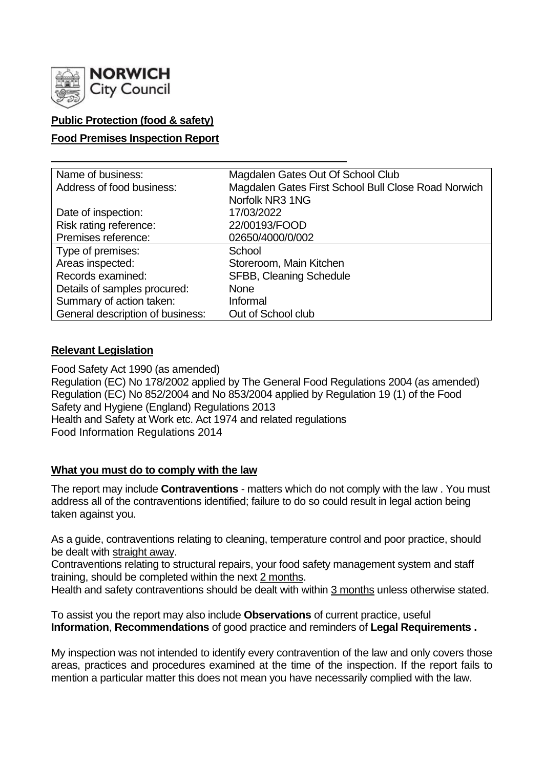NORWICH City Council

**Public Protection (food & safety)**

**Food Premises Inspection Report**

| | |
|---|---|
| Name of business: | Magdalen Gates Out Of School Club |
| Address of food business: | Magdalen Gates First School Bull Close Road Norwich Norfolk NR3 1NG |
| Date of inspection: | 17/03/2022 |
| Risk rating reference: | 22/00193/FOOD |
| Premises reference: | 02650/4000/0/002 |
| Type of premises: | School |
| Areas inspected: | Storeroom, Main Kitchen |
| Records examined: | SFBB, Cleaning Schedule |
| Details of samples procured: | None |
| Summary of action taken: | Informal |
| General description of business: | Out of School club |

**Relevant Legislation**

Food Safety Act 1990 (as amended)
Regulation (EC) No 178/2002 applied by The General Food Regulations 2004 (as amended)
Regulation (EC) No 852/2004 and No 853/2004 applied by Regulation 19 (1) of the Food Safety and Hygiene (England) Regulations 2013
Health and Safety at Work etc. Act 1974 and related regulations
Food Information Regulations 2014

**What you must do to comply with the law**

The report may include **Contraventions** - matters which do not comply with the law . You must address all of the contraventions identified; failure to do so could result in legal action being taken against you.

As a guide, contraventions relating to cleaning, temperature control and poor practice, should be dealt with straight away.
Contraventions relating to structural repairs, your food safety management system and staff training, should be completed within the next 2 months.
Health and safety contraventions should be dealt with within 3 months unless otherwise stated.

To assist you the report may also include **Observations** of current practice, useful **Information**, **Recommendations** of good practice and reminders of **Legal Requirements .**

My inspection was not intended to identify every contravention of the law and only covers those areas, practices and procedures examined at the time of the inspection. If the report fails to mention a particular matter this does not mean you have necessarily complied with the law.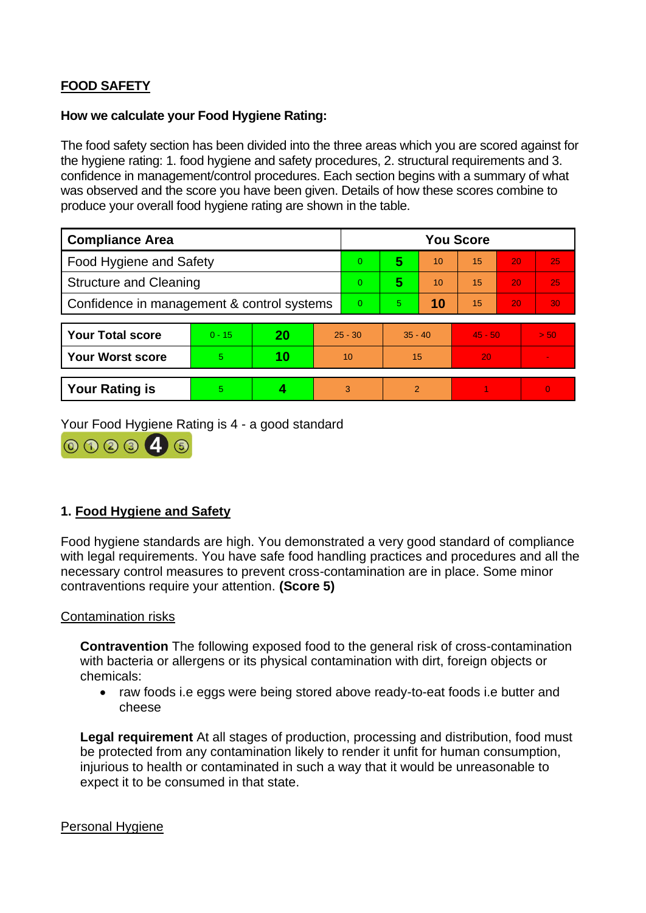## FOOD SAFETY

**How we calculate your Food Hygiene Rating:**

The food safety section has been divided into the three areas which you are scored against for the hygiene rating: 1. food hygiene and safety procedures, 2. structural requirements and 3. confidence in management/control procedures. Each section begins with a summary of what was observed and the score you have been given. Details of how these scores combine to produce your overall food hygiene rating are shown in the table.

| Compliance Area | You Score | | | | | |
|---|---|---|---|---|---|---|
| Food Hygiene and Safety | 0 | **5** | 10 | 15 | 20 | 25 |
| Structure and Cleaning | 0 | **5** | 10 | 15 | 20 | 25 |
| Confidence in management & control systems | 0 | 5 | **10** | 15 | 20 | 30 |

| | | | | | | |
|---|---|---|---|---|---|---|
| **Your Total score** | 0 - 15 | **20** | 25 - 30 | 35 - 40 | 45 - 50 | > 50 |
| **Your Worst score** | 5 | **10** | 10 | 15 | 20 | - |
| **Your Rating is** | 5 | **4** | 3 | 2 | 1 | 0 |

Your Food Hygiene Rating is 4 - a good standard

## 1. Food Hygiene and Safety

Food hygiene standards are high. You demonstrated a very good standard of compliance with legal requirements. You have safe food handling practices and procedures and all the necessary control measures to prevent cross-contamination are in place. Some minor contraventions require your attention. **(Score 5)**

### Contamination risks

**Contravention** The following exposed food to the general risk of cross-contamination with bacteria or allergens or its physical contamination with dirt, foreign objects or chemicals:

- raw foods i.e eggs were being stored above ready-to-eat foods i.e butter and cheese

**Legal requirement** At all stages of production, processing and distribution, food must be protected from any contamination likely to render it unfit for human consumption, injurious to health or contaminated in such a way that it would be unreasonable to expect it to be consumed in that state.

### Personal Hygiene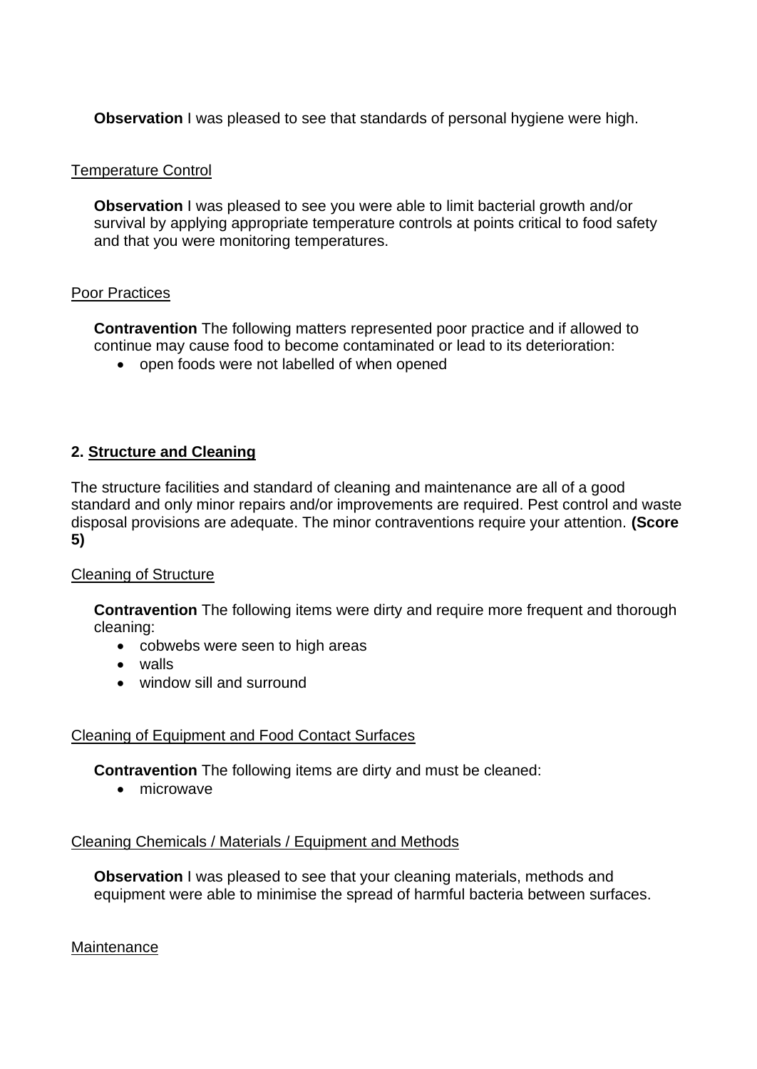**Observation** I was pleased to see that standards of personal hygiene were high.

Temperature Control

**Observation** I was pleased to see you were able to limit bacterial growth and/or survival by applying appropriate temperature controls at points critical to food safety and that you were monitoring temperatures.

Poor Practices

**Contravention** The following matters represented poor practice and if allowed to continue may cause food to become contaminated or lead to its deterioration:

- open foods were not labelled of when opened

## 2. Structure and Cleaning

The structure facilities and standard of cleaning and maintenance are all of a good standard and only minor repairs and/or improvements are required. Pest control and waste disposal provisions are adequate. The minor contraventions require your attention. **(Score 5)**

Cleaning of Structure

**Contravention** The following items were dirty and require more frequent and thorough cleaning:

- cobwebs were seen to high areas
- walls
- window sill and surround

Cleaning of Equipment and Food Contact Surfaces

**Contravention** The following items are dirty and must be cleaned:

- microwave

Cleaning Chemicals / Materials / Equipment and Methods

**Observation** I was pleased to see that your cleaning materials, methods and equipment were able to minimise the spread of harmful bacteria between surfaces.

Maintenance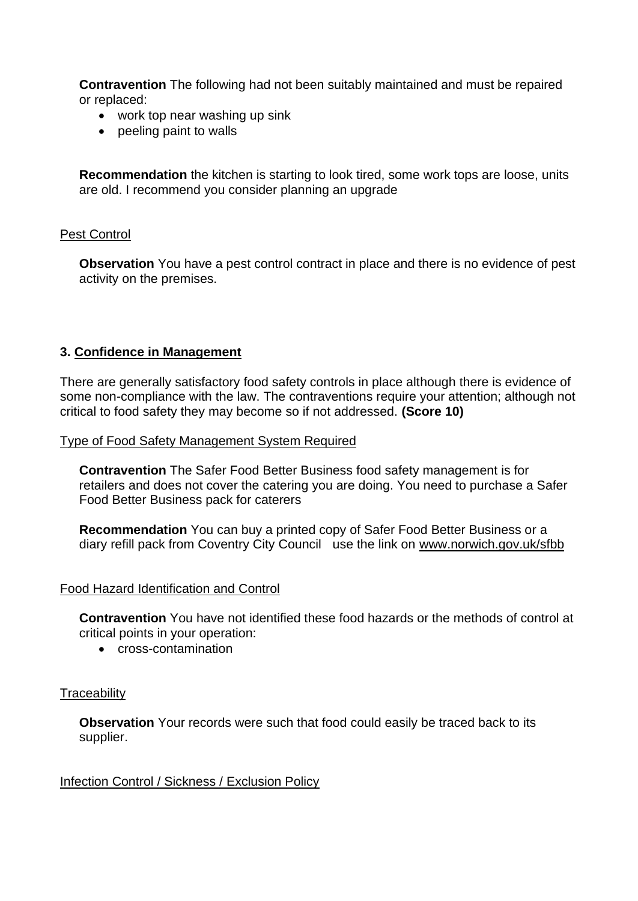**Contravention** The following had not been suitably maintained and must be repaired or replaced:

- work top near washing up sink
- peeling paint to walls

**Recommendation** the kitchen is starting to look tired, some work tops are loose, units are old. I recommend you consider planning an upgrade

Pest Control

**Observation** You have a pest control contract in place and there is no evidence of pest activity on the premises.

### 3. Confidence in Management

There are generally satisfactory food safety controls in place although there is evidence of some non-compliance with the law. The contraventions require your attention; although not critical to food safety they may become so if not addressed. **(Score 10)**

Type of Food Safety Management System Required

**Contravention** The Safer Food Better Business food safety management is for retailers and does not cover the catering you are doing. You need to purchase a Safer Food Better Business pack for caterers

**Recommendation** You can buy a printed copy of Safer Food Better Business or a diary refill pack from Coventry City Council   use the link on www.norwich.gov.uk/sfbb

Food Hazard Identification and Control

**Contravention** You have not identified these food hazards or the methods of control at critical points in your operation:

- cross-contamination

Traceability

**Observation** Your records were such that food could easily be traced back to its supplier.

Infection Control / Sickness / Exclusion Policy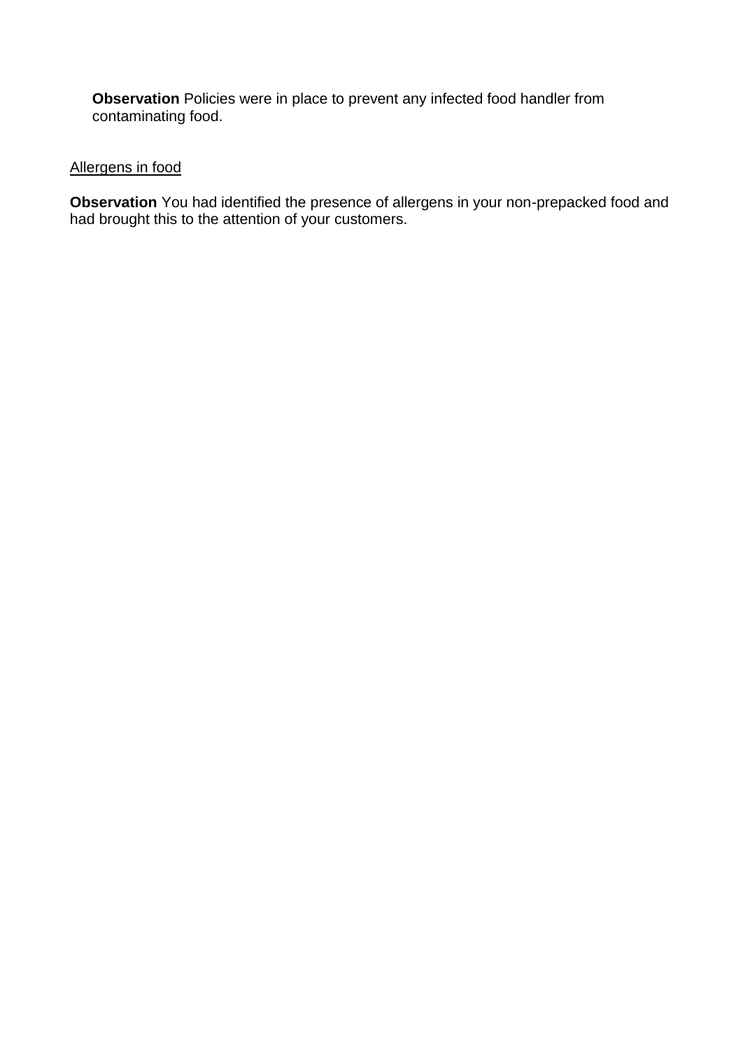**Observation** Policies were in place to prevent any infected food handler from contaminating food.

<u>Allergens in food</u>

**Observation** You had identified the presence of allergens in your non-prepacked food and had brought this to the attention of your customers.